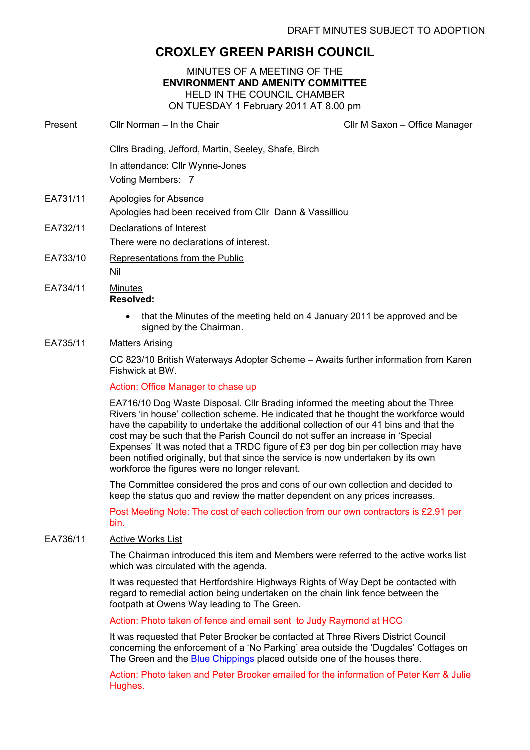DRAFT MINUTES SUBJECT TO ADOPTION

# CROXLEY GREEN PARISH COUNCIL

MINUTES OF A MEETING OF THE
**ENVIRONMENT AND AMENITY COMMITTEE**
HELD IN THE COUNCIL CHAMBER
ON TUESDAY 1 February 2011 AT 8.00 pm

Present Cllr Norman – In the Chair Cllr M Saxon – Office Manager

Cllrs Brading, Jefford, Martin, Seeley, Shafe, Birch

In attendance: Cllr Wynne-Jones

Voting Members: 7

EA731/11 Apologies for Absence

Apologies had been received from Cllr Dann & Vassilliou

EA732/11 Declarations of Interest

There were no declarations of interest.

EA733/10 Representations from the Public

Nil

EA734/11 Minutes

**Resolved:**

- that the Minutes of the meeting held on 4 January 2011 be approved and be signed by the Chairman.

EA735/11 Matters Arising

CC 823/10 British Waterways Adopter Scheme – Awaits further information from Karen Fishwick at BW.

Action: Office Manager to chase up

EA716/10 Dog Waste Disposal. Cllr Brading informed the meeting about the Three Rivers 'in house' collection scheme. He indicated that he thought the workforce would have the capability to undertake the additional collection of our 41 bins and that the cost may be such that the Parish Council do not suffer an increase in 'Special Expenses' It was noted that a TRDC figure of £3 per dog bin per collection may have been notified originally, but that since the service is now undertaken by its own workforce the figures were no longer relevant.

The Committee considered the pros and cons of our own collection and decided to keep the status quo and review the matter dependent on any prices increases.

Post Meeting Note: The cost of each collection from our own contractors is £2.91 per bin.

EA736/11 Active Works List

The Chairman introduced this item and Members were referred to the active works list which was circulated with the agenda.

It was requested that Hertfordshire Highways Rights of Way Dept be contacted with regard to remedial action being undertaken on the chain link fence between the footpath at Owens Way leading to The Green.

Action: Photo taken of fence and email sent to Judy Raymond at HCC

It was requested that Peter Brooker be contacted at Three Rivers District Council concerning the enforcement of a 'No Parking' area outside the 'Dugdales' Cottages on The Green and the Blue Chippings placed outside one of the houses there.

Action: Photo taken and Peter Brooker emailed for the information of Peter Kerr & Julie Hughes.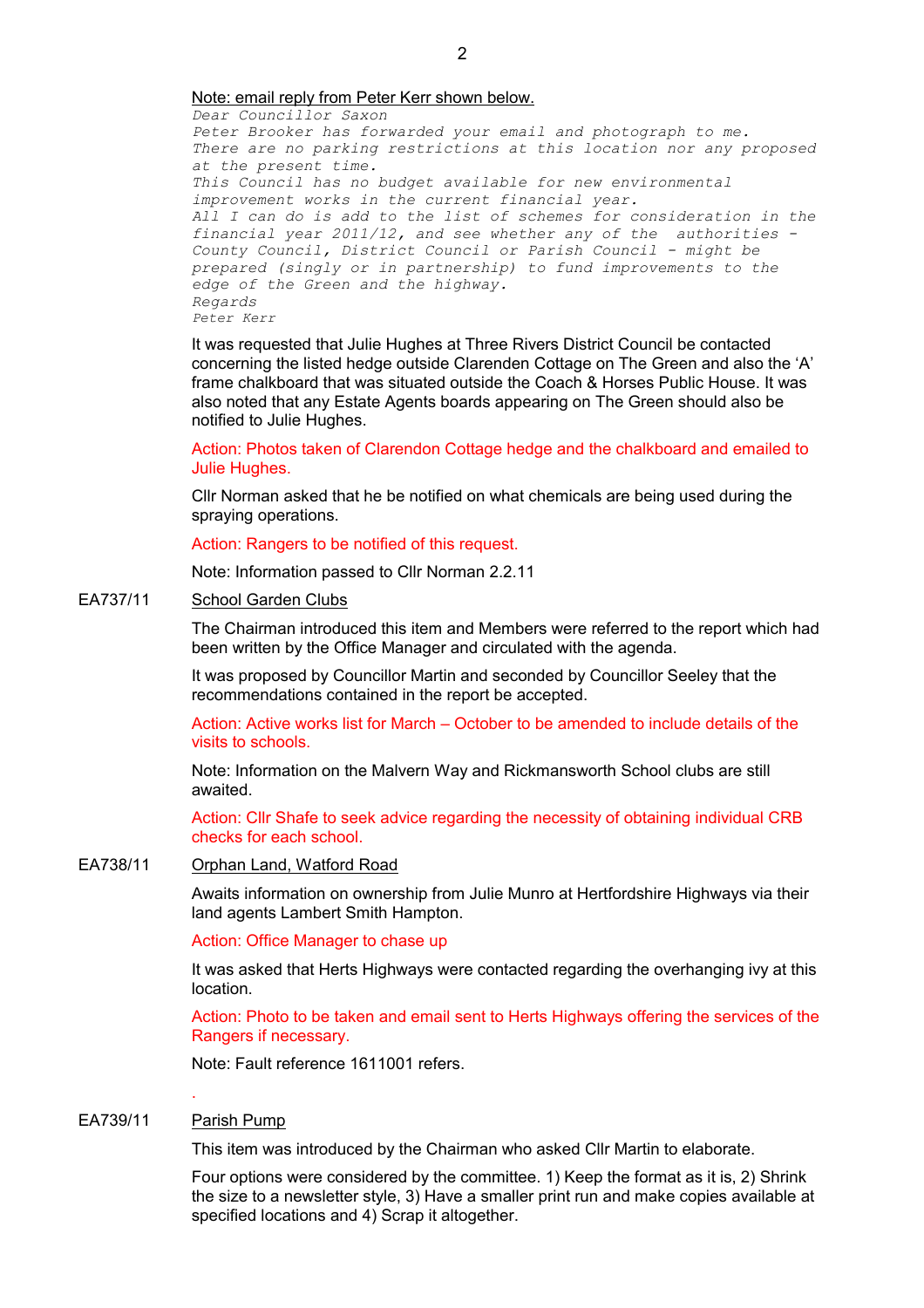Note: email reply from Peter Kerr shown below.

*Dear Councillor Saxon*
*Peter Brooker has forwarded your email and photograph to me.*
*There are no parking restrictions at this location nor any proposed at the present time.*
*This Council has no budget available for new environmental improvement works in the current financial year.*
*All I can do is add to the list of schemes for consideration in the financial year 2011/12, and see whether any of the authorities - County Council, District Council or Parish Council - might be prepared (singly or in partnership) to fund improvements to the edge of the Green and the highway.*
*Regards*
*Peter Kerr*

It was requested that Julie Hughes at Three Rivers District Council be contacted concerning the listed hedge outside Clarenden Cottage on The Green and also the 'A' frame chalkboard that was situated outside the Coach & Horses Public House. It was also noted that any Estate Agents boards appearing on The Green should also be notified to Julie Hughes.

Action: Photos taken of Clarendon Cottage hedge and the chalkboard and emailed to Julie Hughes.

Cllr Norman asked that he be notified on what chemicals are being used during the spraying operations.

Action: Rangers to be notified of this request.

Note: Information passed to Cllr Norman 2.2.11

EA737/11 School Garden Clubs

The Chairman introduced this item and Members were referred to the report which had been written by the Office Manager and circulated with the agenda.

It was proposed by Councillor Martin and seconded by Councillor Seeley that the recommendations contained in the report be accepted.

Action: Active works list for March – October to be amended to include details of the visits to schools.

Note: Information on the Malvern Way and Rickmansworth School clubs are still awaited.

Action: Cllr Shafe to seek advice regarding the necessity of obtaining individual CRB checks for each school.

EA738/11 Orphan Land, Watford Road

Awaits information on ownership from Julie Munro at Hertfordshire Highways via their land agents Lambert Smith Hampton.

Action: Office Manager to chase up

It was asked that Herts Highways were contacted regarding the overhanging ivy at this location.

Action: Photo to be taken and email sent to Herts Highways offering the services of the Rangers if necessary.

Note: Fault reference 1611001 refers.

EA739/11 Parish Pump

This item was introduced by the Chairman who asked Cllr Martin to elaborate.

Four options were considered by the committee. 1) Keep the format as it is, 2) Shrink the size to a newsletter style, 3) Have a smaller print run and make copies available at specified locations and 4) Scrap it altogether.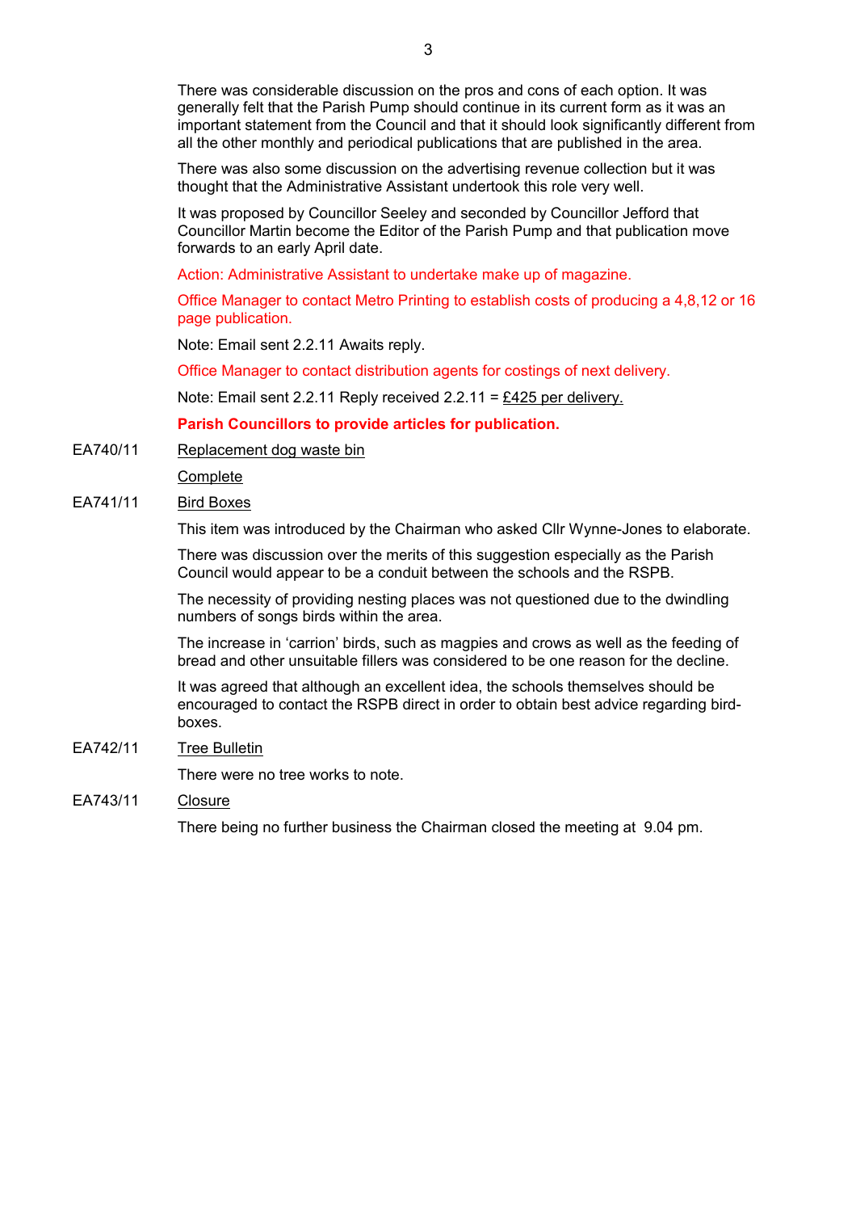There was considerable discussion on the pros and cons of each option. It was generally felt that the Parish Pump should continue in its current form as it was an important statement from the Council and that it should look significantly different from all the other monthly and periodical publications that are published in the area.

There was also some discussion on the advertising revenue collection but it was thought that the Administrative Assistant undertook this role very well.

It was proposed by Councillor Seeley and seconded by Councillor Jefford that Councillor Martin become the Editor of the Parish Pump and that publication move forwards to an early April date.

Action: Administrative Assistant to undertake make up of magazine.

Office Manager to contact Metro Printing to establish costs of producing a 4,8,12 or 16 page publication.

Note: Email sent 2.2.11 Awaits reply.

Office Manager to contact distribution agents for costings of next delivery.

Note: Email sent 2.2.11 Reply received 2.2.11 = £425 per delivery.

**Parish Councillors to provide articles for publication.**

EA740/11 Replacement dog waste bin

Complete

EA741/11 Bird Boxes

This item was introduced by the Chairman who asked Cllr Wynne-Jones to elaborate.

There was discussion over the merits of this suggestion especially as the Parish Council would appear to be a conduit between the schools and the RSPB.

The necessity of providing nesting places was not questioned due to the dwindling numbers of songs birds within the area.

The increase in 'carrion' birds, such as magpies and crows as well as the feeding of bread and other unsuitable fillers was considered to be one reason for the decline.

It was agreed that although an excellent idea, the schools themselves should be encouraged to contact the RSPB direct in order to obtain best advice regarding bird-boxes.

EA742/11 Tree Bulletin

There were no tree works to note.

EA743/11 Closure

There being no further business the Chairman closed the meeting at 9.04 pm.